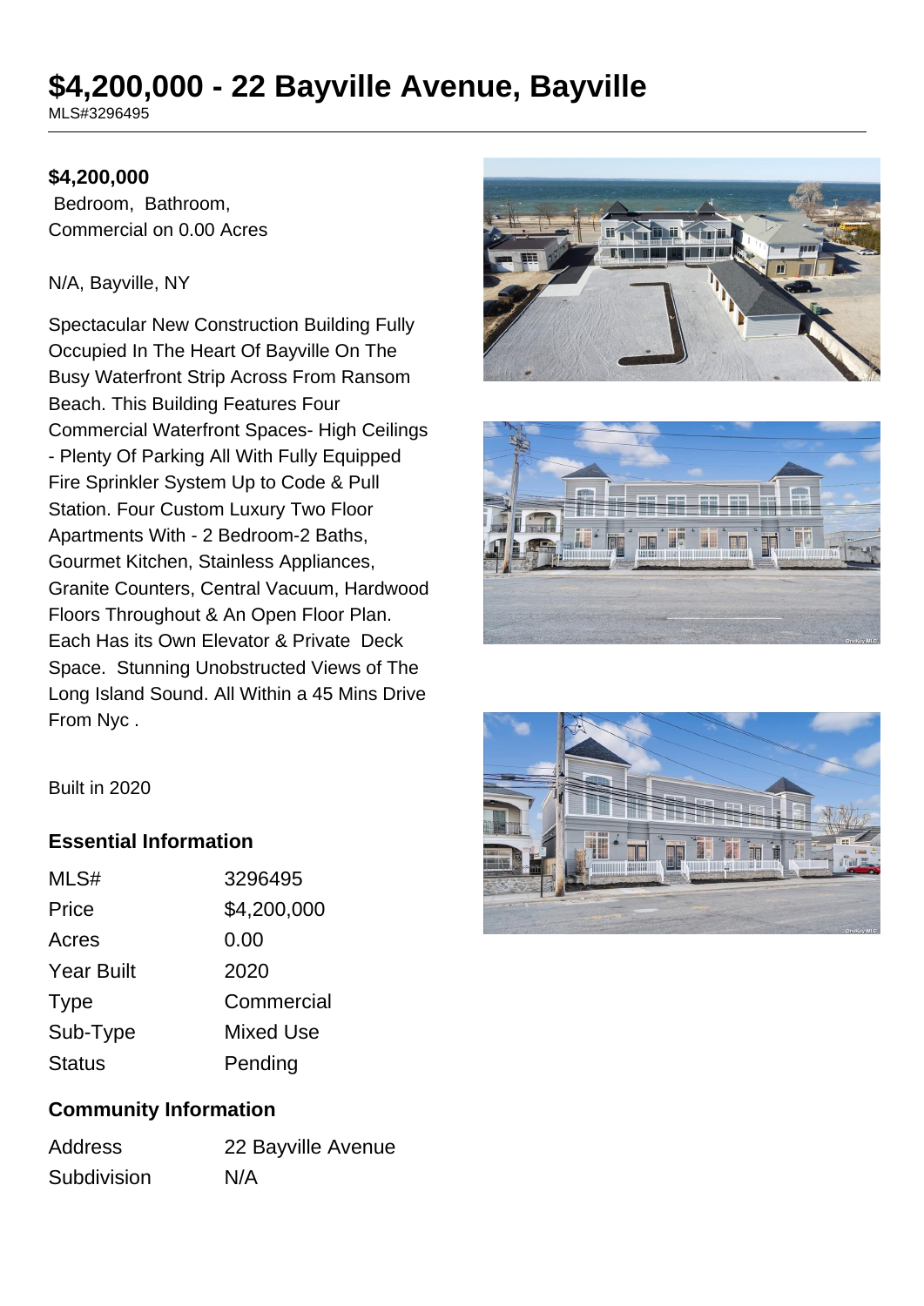# $4,200,000 - 22 Bayville Avenue, Bayville

MLS#3296495

**$4,200,000**

Bedroom, Bathroom,
Commercial on 0.00 Acres

N/A, Bayville, NY

Spectacular New Construction Building Fully Occupied In The Heart Of Bayville On The Busy Waterfront Strip Across From Ransom Beach. This Building Features Four Commercial Waterfront Spaces- High Ceilings - Plenty Of Parking All With Fully Equipped Fire Sprinkler System Up to Code & Pull Station. Four Custom Luxury Two Floor Apartments With - 2 Bedroom-2 Baths, Gourmet Kitchen, Stainless Appliances, Granite Counters, Central Vacuum, Hardwood Floors Throughout & An Open Floor Plan. Each Has its Own Elevator & Private Deck Space. Stunning Unobstructed Views of The Long Island Sound. All Within a 45 Mins Drive From Nyc .

Built in 2020

### Essential Information

| | |
|---|---|
| MLS# | 3296495 |
| Price | $4,200,000 |
| Acres | 0.00 |
| Year Built | 2020 |
| Type | Commercial |
| Sub-Type | Mixed Use |
| Status | Pending |

### Community Information

| | |
|---|---|
| Address | 22 Bayville Avenue |
| Subdivision | N/A |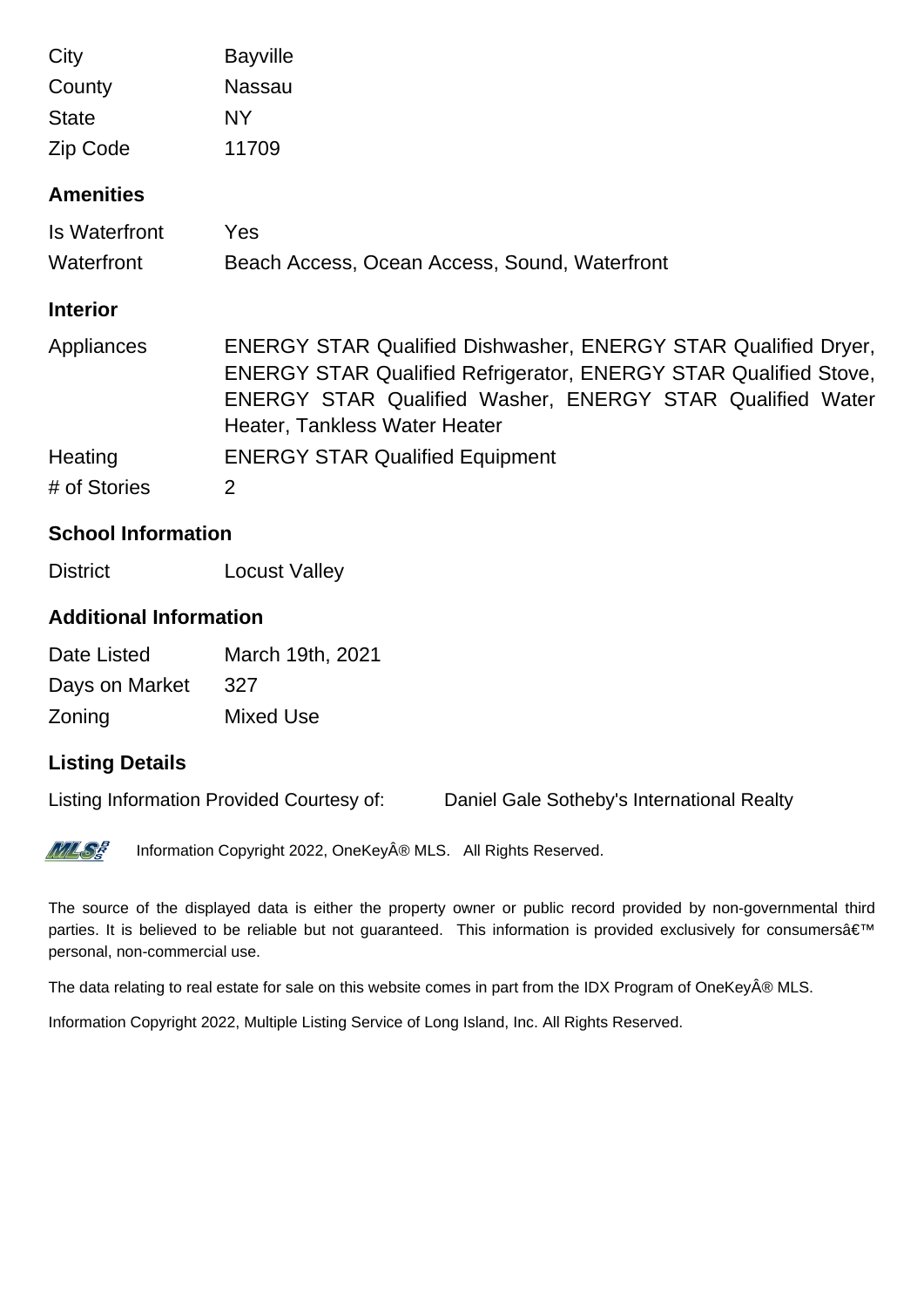| | |
|---|---|
| City | Bayville |
| County | Nassau |
| State | NY |
| Zip Code | 11709 |

## Amenities

| | |
|---|---|
| Is Waterfront | Yes |
| Waterfront | Beach Access, Ocean Access, Sound, Waterfront |

## Interior

| | |
|---|---|
| Appliances | ENERGY STAR Qualified Dishwasher, ENERGY STAR Qualified Dryer, ENERGY STAR Qualified Refrigerator, ENERGY STAR Qualified Stove, ENERGY STAR Qualified Washer, ENERGY STAR Qualified Water Heater, Tankless Water Heater |
| Heating | ENERGY STAR Qualified Equipment |
| # of Stories | 2 |

## School Information

| | |
|---|---|
| District | Locust Valley |

## Additional Information

| | |
|---|---|
| Date Listed | March 19th, 2021 |
| Days on Market | 327 |
| Zoning | Mixed Use |

## Listing Details

Listing Information Provided Courtesy of: Daniel Gale Sotheby's International Realty

Information Copyright 2022, OneKeyÂ® MLS. All Rights Reserved.

The source of the displayed data is either the property owner or public record provided by non-governmental third parties. It is believed to be reliable but not guaranteed. This information is provided exclusively for consumersâ€™ personal, non-commercial use.

The data relating to real estate for sale on this website comes in part from the IDX Program of OneKeyÂ® MLS.

Information Copyright 2022, Multiple Listing Service of Long Island, Inc. All Rights Reserved.